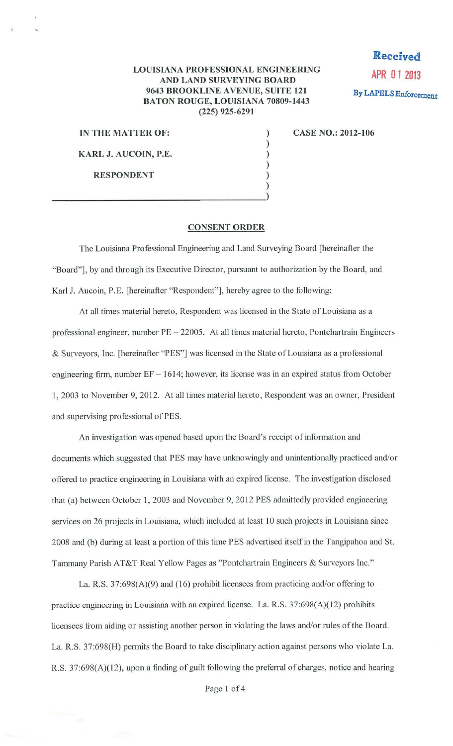**LOUISIANA PROFESSIONAL ENGINEERING AND LAND SURVEYING BOARD**
**9643 BROOKLINE AVENUE, SUITE 121**
**BATON ROUGE, LOUISIANA 70809-1443**
**(225) 925-6291**

Received
APR 01 2013
By LAPELS Enforcement

**IN THE MATTER OF:**

**KARL J. AUCOIN, P.E.**

**RESPONDENT**

**CASE NO.: 2012-106**

## CONSENT ORDER

The Louisiana Professional Engineering and Land Surveying Board [hereinafter the "Board"], by and through its Executive Director, pursuant to authorization by the Board, and Karl J. Aucoin, P.E. [hereinafter "Respondent"], hereby agree to the following:

At all times material hereto, Respondent was licensed in the State of Louisiana as a professional engineer, number PE – 22005. At all times material hereto, Pontchartrain Engineers & Surveyors, Inc. [hereinafter "PES"] was licensed in the State of Louisiana as a professional engineering firm, number EF – 1614; however, its license was in an expired status from October 1, 2003 to November 9, 2012. At all times material hereto, Respondent was an owner, President and supervising professional of PES.

An investigation was opened based upon the Board's receipt of information and documents which suggested that PES may have unknowingly and unintentionally practiced and/or offered to practice engineering in Louisiana with an expired license. The investigation disclosed that (a) between October 1, 2003 and November 9, 2012 PES admittedly provided engineering services on 26 projects in Louisiana, which included at least 10 such projects in Louisiana since 2008 and (b) during at least a portion of this time PES advertised itself in the Tangipahoa and St. Tammany Parish AT&T Real Yellow Pages as "Pontchartrain Engineers & Surveyors Inc."

La. R.S. 37:698(A)(9) and (16) prohibit licensees from practicing and/or offering to practice engineering in Louisiana with an expired license. La. R.S. 37:698(A)(12) prohibits licensees from aiding or assisting another person in violating the laws and/or rules of the Board. La. R.S. 37:698(H) permits the Board to take disciplinary action against persons who violate La. R.S. 37:698(A)(12), upon a finding of guilt following the preferral of charges, notice and hearing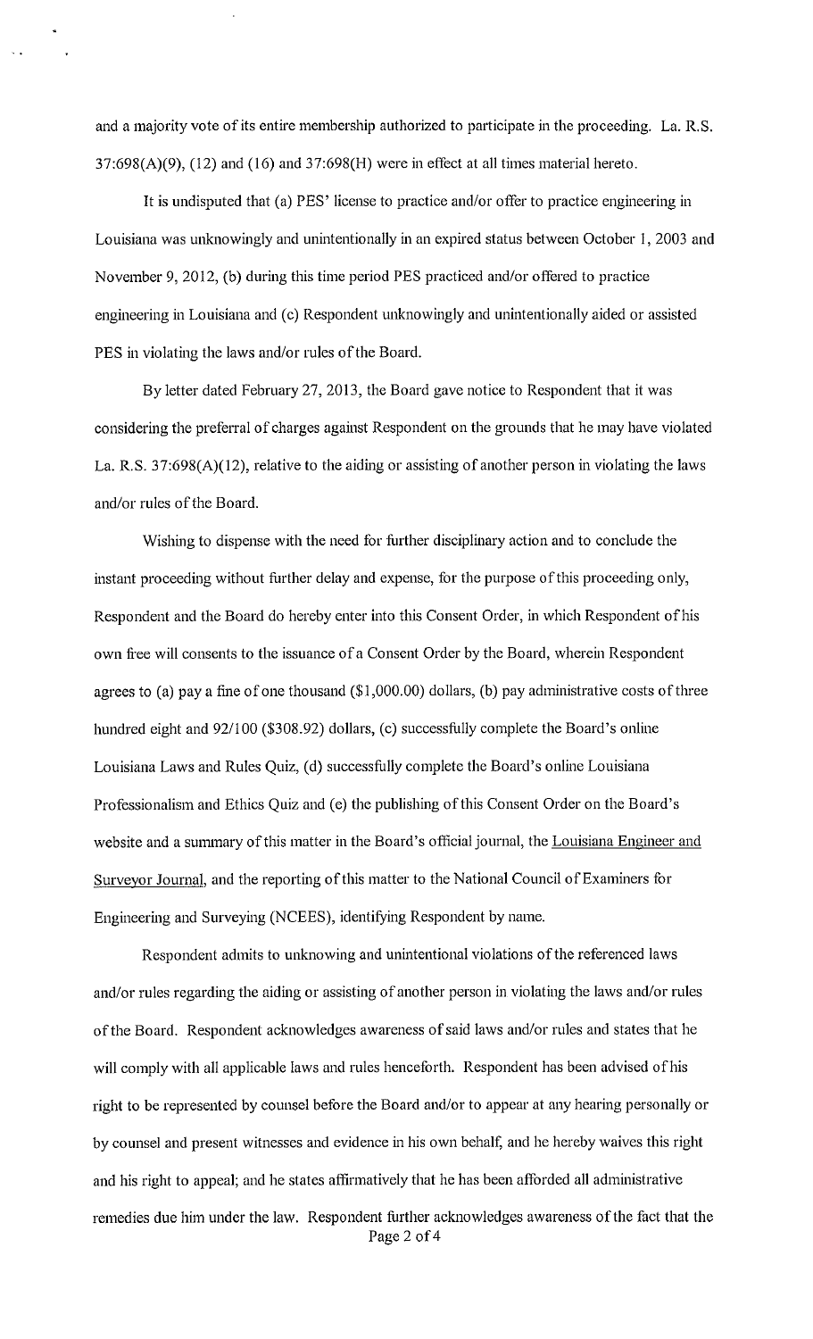and a majority vote of its entire membership authorized to participate in the proceeding. La. R.S. 37:698(A)(9), (12) and (16) and 37:698(H) were in effect at all times material hereto.

It is undisputed that (a) PES' license to practice and/or offer to practice engineering in Louisiana was unknowingly and unintentionally in an expired status between October 1, 2003 and November 9, 2012, (b) during this time period PES practiced and/or offered to practice engineering in Louisiana and (c) Respondent unknowingly and unintentionally aided or assisted PES in violating the laws and/or rules of the Board.

By letter dated February 27, 2013, the Board gave notice to Respondent that it was considering the preferral of charges against Respondent on the grounds that he may have violated La. R.S. 37:698(A)(12), relative to the aiding or assisting of another person in violating the laws and/or rules of the Board.

Wishing to dispense with the need for further disciplinary action and to conclude the instant proceeding without further delay and expense, for the purpose of this proceeding only, Respondent and the Board do hereby enter into this Consent Order, in which Respondent of his own free will consents to the issuance of a Consent Order by the Board, wherein Respondent agrees to (a) pay a fine of one thousand ($1,000.00) dollars, (b) pay administrative costs of three hundred eight and 92/100 ($308.92) dollars, (c) successfully complete the Board's online Louisiana Laws and Rules Quiz, (d) successfully complete the Board's online Louisiana Professionalism and Ethics Quiz and (e) the publishing of this Consent Order on the Board's website and a summary of this matter in the Board's official journal, the Louisiana Engineer and Surveyor Journal, and the reporting of this matter to the National Council of Examiners for Engineering and Surveying (NCEES), identifying Respondent by name.

Respondent admits to unknowing and unintentional violations of the referenced laws and/or rules regarding the aiding or assisting of another person in violating the laws and/or rules of the Board. Respondent acknowledges awareness of said laws and/or rules and states that he will comply with all applicable laws and rules henceforth. Respondent has been advised of his right to be represented by counsel before the Board and/or to appear at any hearing personally or by counsel and present witnesses and evidence in his own behalf, and he hereby waives this right and his right to appeal; and he states affirmatively that he has been afforded all administrative remedies due him under the law. Respondent further acknowledges awareness of the fact that the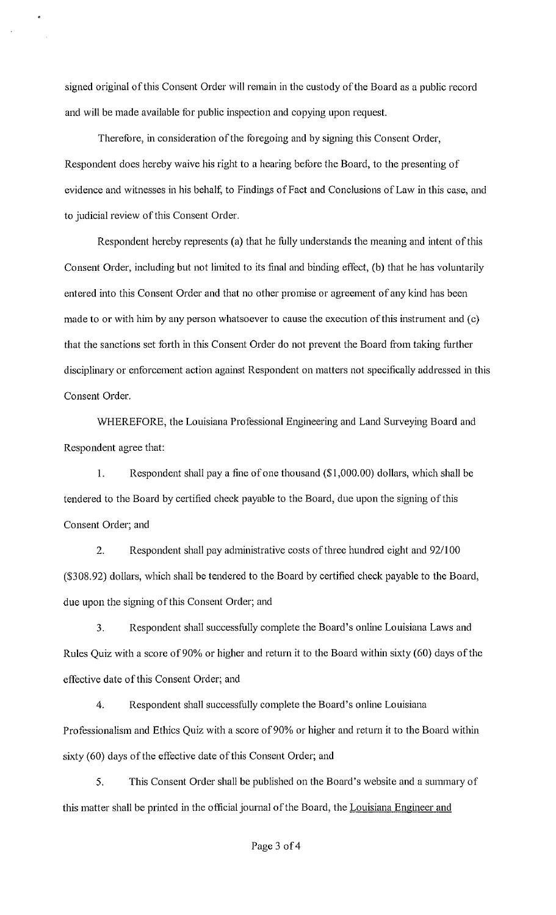signed original of this Consent Order will remain in the custody of the Board as a public record and will be made available for public inspection and copying upon request.

Therefore, in consideration of the foregoing and by signing this Consent Order, Respondent does hereby waive his right to a hearing before the Board, to the presenting of evidence and witnesses in his behalf, to Findings of Fact and Conclusions of Law in this case, and to judicial review of this Consent Order.

Respondent hereby represents (a) that he fully understands the meaning and intent of this Consent Order, including but not limited to its final and binding effect, (b) that he has voluntarily entered into this Consent Order and that no other promise or agreement of any kind has been made to or with him by any person whatsoever to cause the execution of this instrument and (c) that the sanctions set forth in this Consent Order do not prevent the Board from taking further disciplinary or enforcement action against Respondent on matters not specifically addressed in this Consent Order.

WHEREFORE, the Louisiana Professional Engineering and Land Surveying Board and Respondent agree that:

1. Respondent shall pay a fine of one thousand ($1,000.00) dollars, which shall be tendered to the Board by certified check payable to the Board, due upon the signing of this Consent Order; and

2. Respondent shall pay administrative costs of three hundred eight and 92/100 ($308.92) dollars, which shall be tendered to the Board by certified check payable to the Board, due upon the signing of this Consent Order; and

3. Respondent shall successfully complete the Board's online Louisiana Laws and Rules Quiz with a score of 90% or higher and return it to the Board within sixty (60) days of the effective date of this Consent Order; and

4. Respondent shall successfully complete the Board's online Louisiana Professionalism and Ethics Quiz with a score of 90% or higher and return it to the Board within sixty (60) days of the effective date of this Consent Order; and

5. This Consent Order shall be published on the Board's website and a summary of this matter shall be printed in the official journal of the Board, the Louisiana Engineer and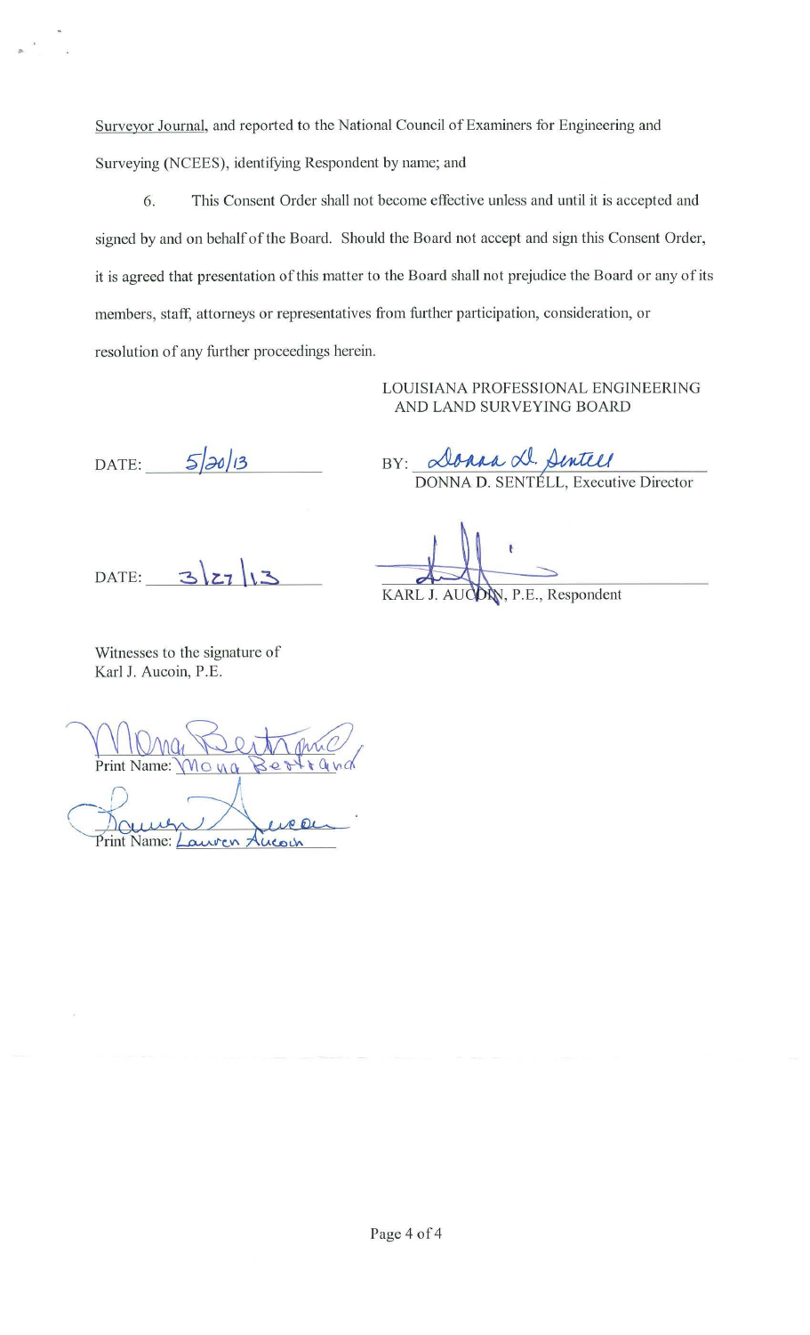Surveyor Journal, and reported to the National Council of Examiners for Engineering and Surveying (NCEES), identifying Respondent by name; and

6. This Consent Order shall not become effective unless and until it is accepted and signed by and on behalf of the Board. Should the Board not accept and sign this Consent Order, it is agreed that presentation of this matter to the Board shall not prejudice the Board or any of its members, staff, attorneys or representatives from further participation, consideration, or resolution of any further proceedings herein.

LOUISIANA PROFESSIONAL ENGINEERING AND LAND SURVEYING BOARD

DATE: 5/20/13

BY: Donna D. Sentell
DONNA D. SENTELL, Executive Director

DATE: 3/27/13

KARL J. AUCOIN, P.E., Respondent

Witnesses to the signature of
Karl J. Aucoin, P.E.

Print Name: Mona Bertrand

Print Name: Lauren Aucoin